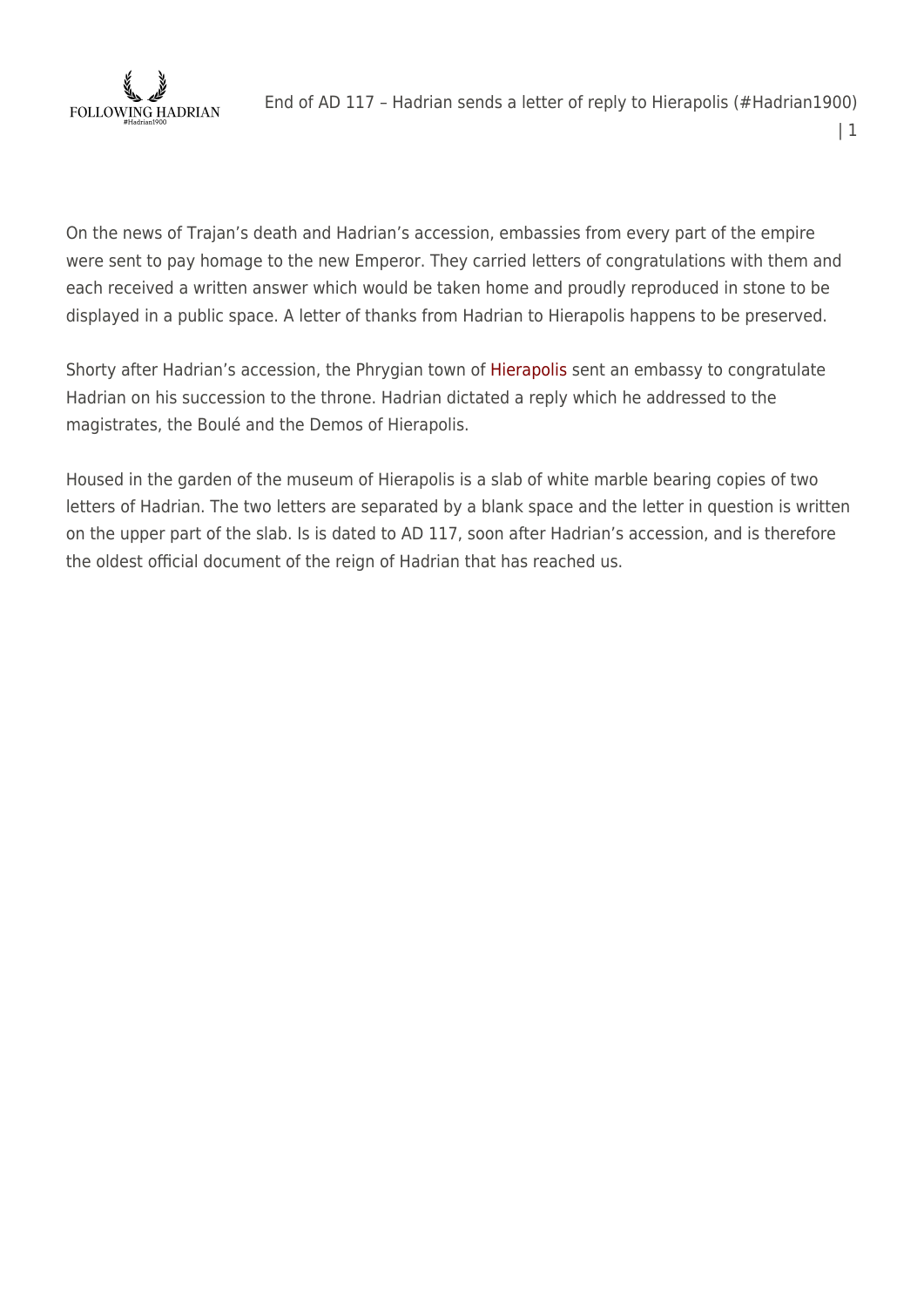On the news of Trajan's death and Hadrian's accession, embassies from every part of the empire were sent to pay homage to the new Emperor. They carried letters of congratulations with them and each received a written answer which would be taken home and proudly reproduced in stone to be displayed in a public space. A letter of thanks from Hadrian to Hierapolis happens to be preserved.

Shorty after Hadrian's accession, the Phrygian town of Hierapolis sent an embassy to congratulate Hadrian on his succession to the throne. Hadrian dictated a reply which he addressed to the magistrates, the Boulé and the Demos of Hierapolis.

Housed in the garden of the museum of Hierapolis is a slab of white marble bearing copies of two letters of Hadrian. The two letters are separated by a blank space and the letter in question is written on the upper part of the slab. Is is dated to AD 117, soon after Hadrian's accession, and is therefore the oldest official document of the reign of Hadrian that has reached us.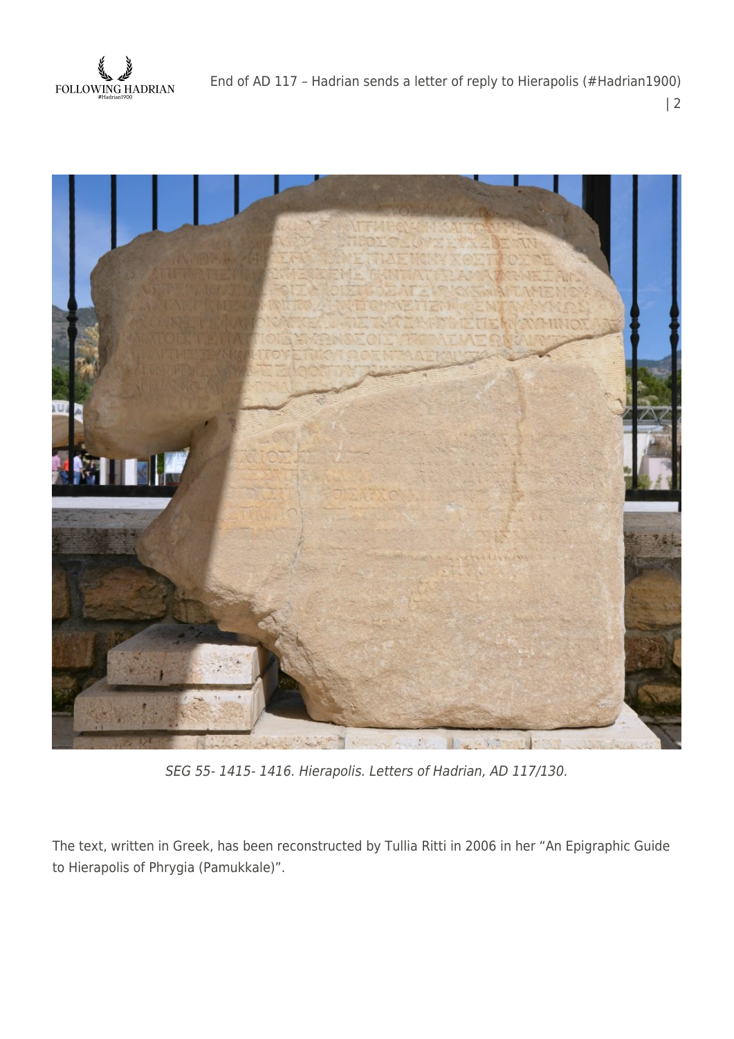*SEG 55- 1415- 1416. Hierapolis. Letters of Hadrian, AD 117/130.*

The text, written in Greek, has been reconstructed by Tullia Ritti in 2006 in her "An Epigraphic Guide to Hierapolis of Phrygia (Pamukkale)".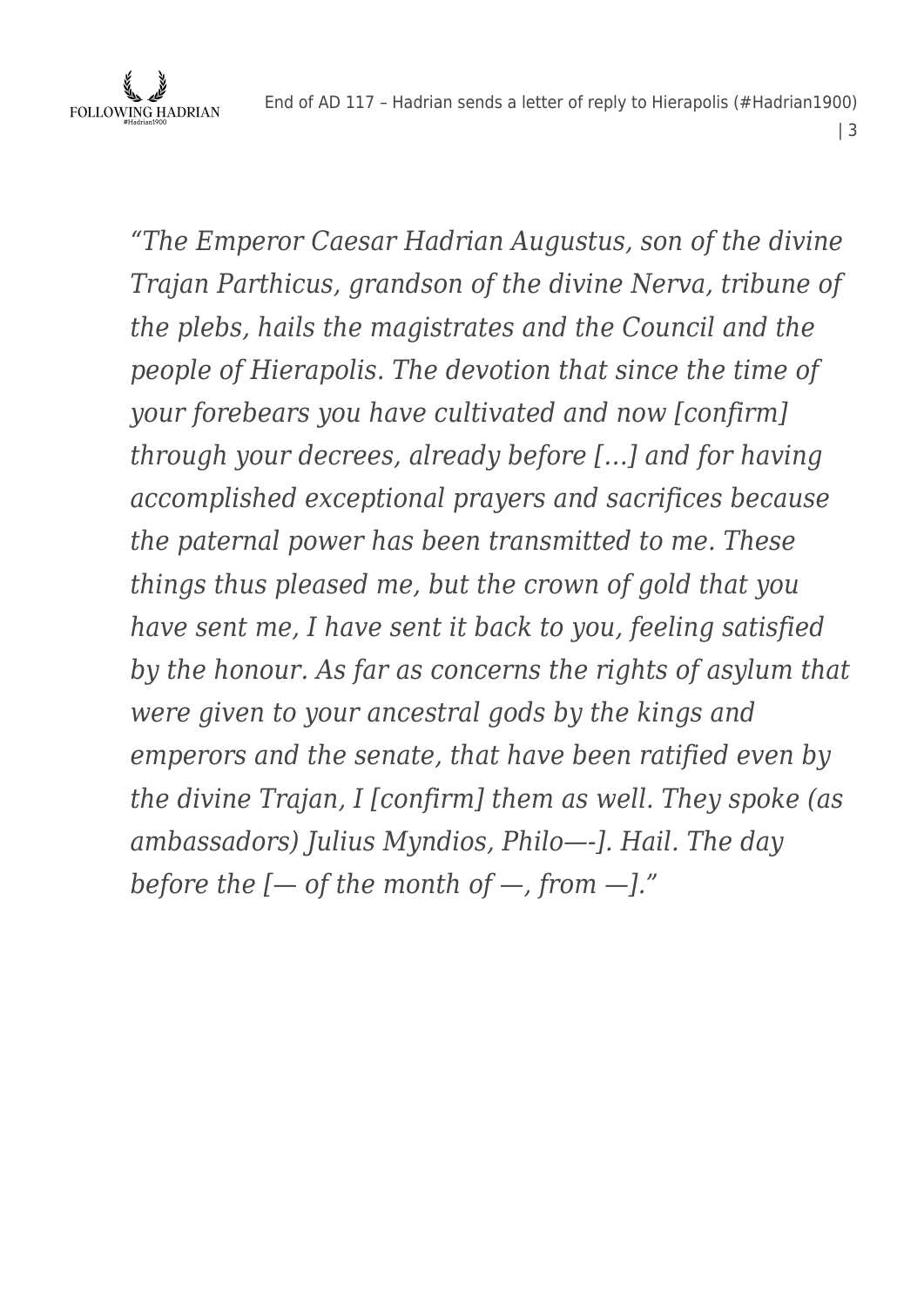*"The Emperor Caesar Hadrian Augustus, son of the divine Trajan Parthicus, grandson of the divine Nerva, tribune of the plebs, hails the magistrates and the Council and the people of Hierapolis. The devotion that since the time of your forebears you have cultivated and now [confirm] through your decrees, already before […] and for having accomplished exceptional prayers and sacrifices because the paternal power has been transmitted to me. These things thus pleased me, but the crown of gold that you have sent me, I have sent it back to you, feeling satisfied by the honour. As far as concerns the rights of asylum that were given to your ancestral gods by the kings and emperors and the senate, that have been ratified even by the divine Trajan, I [confirm] them as well. They spoke (as ambassadors) Julius Myndios, Philo—-]. Hail. The day before the [— of the month of —, from —]."*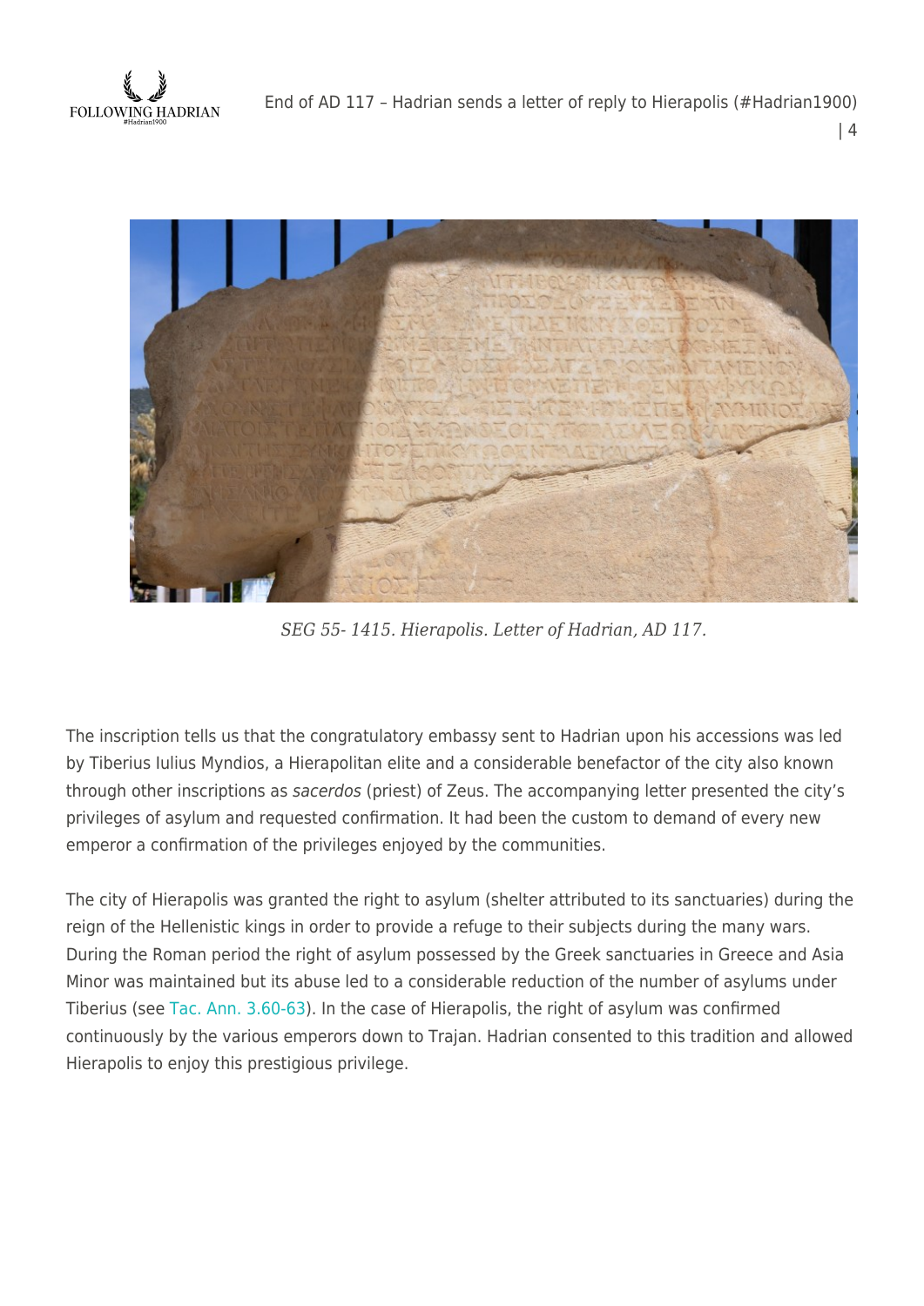*SEG 55- 1415. Hierapolis. Letter of Hadrian, AD 117.*

The inscription tells us that the congratulatory embassy sent to Hadrian upon his accessions was led by Tiberius Iulius Myndios, a Hierapolitan elite and a considerable benefactor of the city also known through other inscriptions as *sacerdos* (priest) of Zeus. The accompanying letter presented the city's privileges of asylum and requested confirmation. It had been the custom to demand of every new emperor a confirmation of the privileges enjoyed by the communities.

The city of Hierapolis was granted the right to asylum (shelter attributed to its sanctuaries) during the reign of the Hellenistic kings in order to provide a refuge to their subjects during the many wars. During the Roman period the right of asylum possessed by the Greek sanctuaries in Greece and Asia Minor was maintained but its abuse led to a considerable reduction of the number of asylums under Tiberius (see Tac. Ann. 3.60-63). In the case of Hierapolis, the right of asylum was confirmed continuously by the various emperors down to Trajan. Hadrian consented to this tradition and allowed Hierapolis to enjoy this prestigious privilege.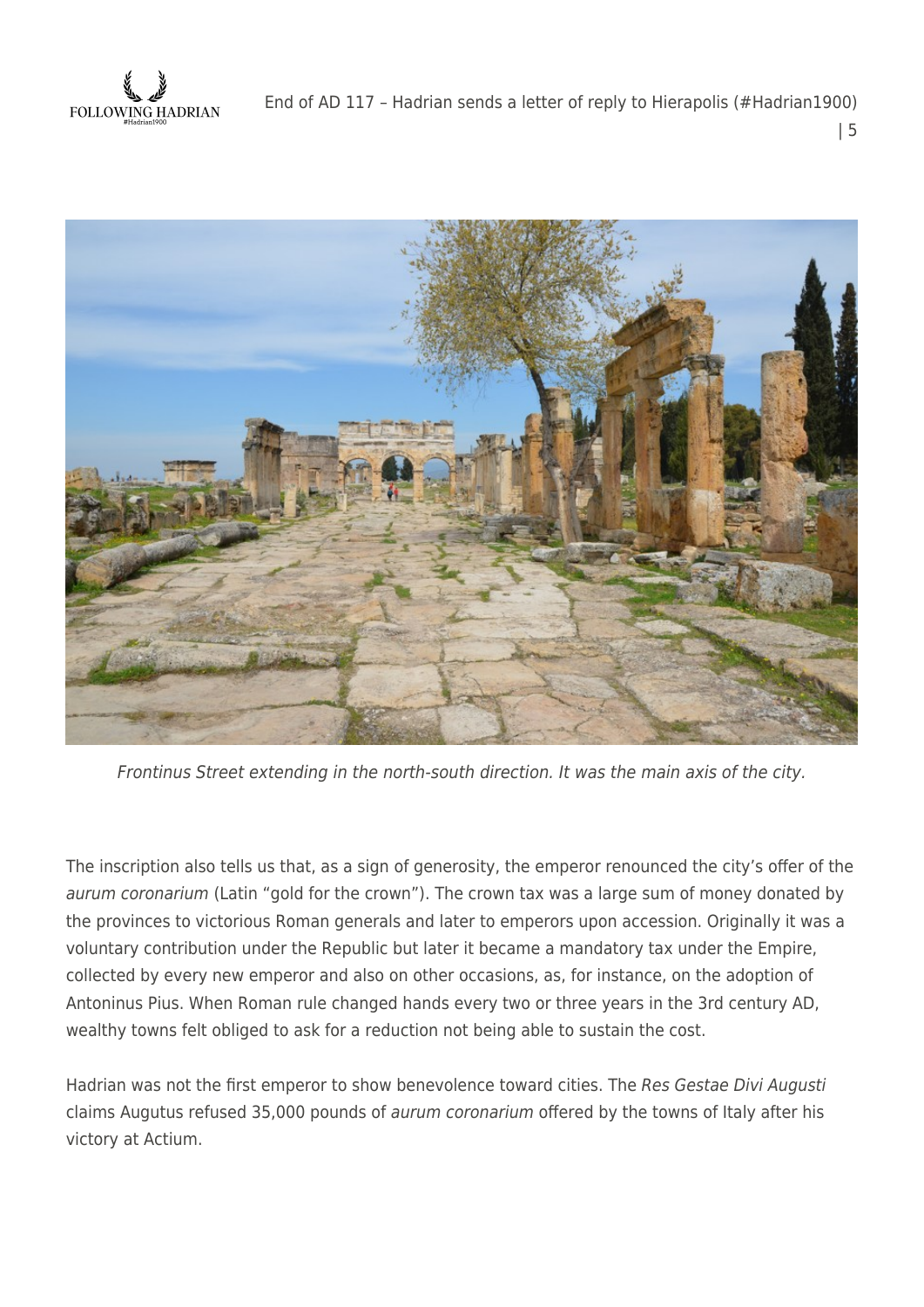*Frontinus Street extending in the north-south direction. It was the main axis of the city.*

The inscription also tells us that, as a sign of generosity, the emperor renounced the city's offer of the *aurum coronarium* (Latin "gold for the crown"). The crown tax was a large sum of money donated by the provinces to victorious Roman generals and later to emperors upon accession. Originally it was a voluntary contribution under the Republic but later it became a mandatory tax under the Empire, collected by every new emperor and also on other occasions, as, for instance, on the adoption of Antoninus Pius. When Roman rule changed hands every two or three years in the 3rd century AD, wealthy towns felt obliged to ask for a reduction not being able to sustain the cost.

Hadrian was not the first emperor to show benevolence toward cities. The *Res Gestae Divi Augusti* claims Augustus refused 35,000 pounds of *aurum coronarium* offered by the towns of Italy after his victory at Actium.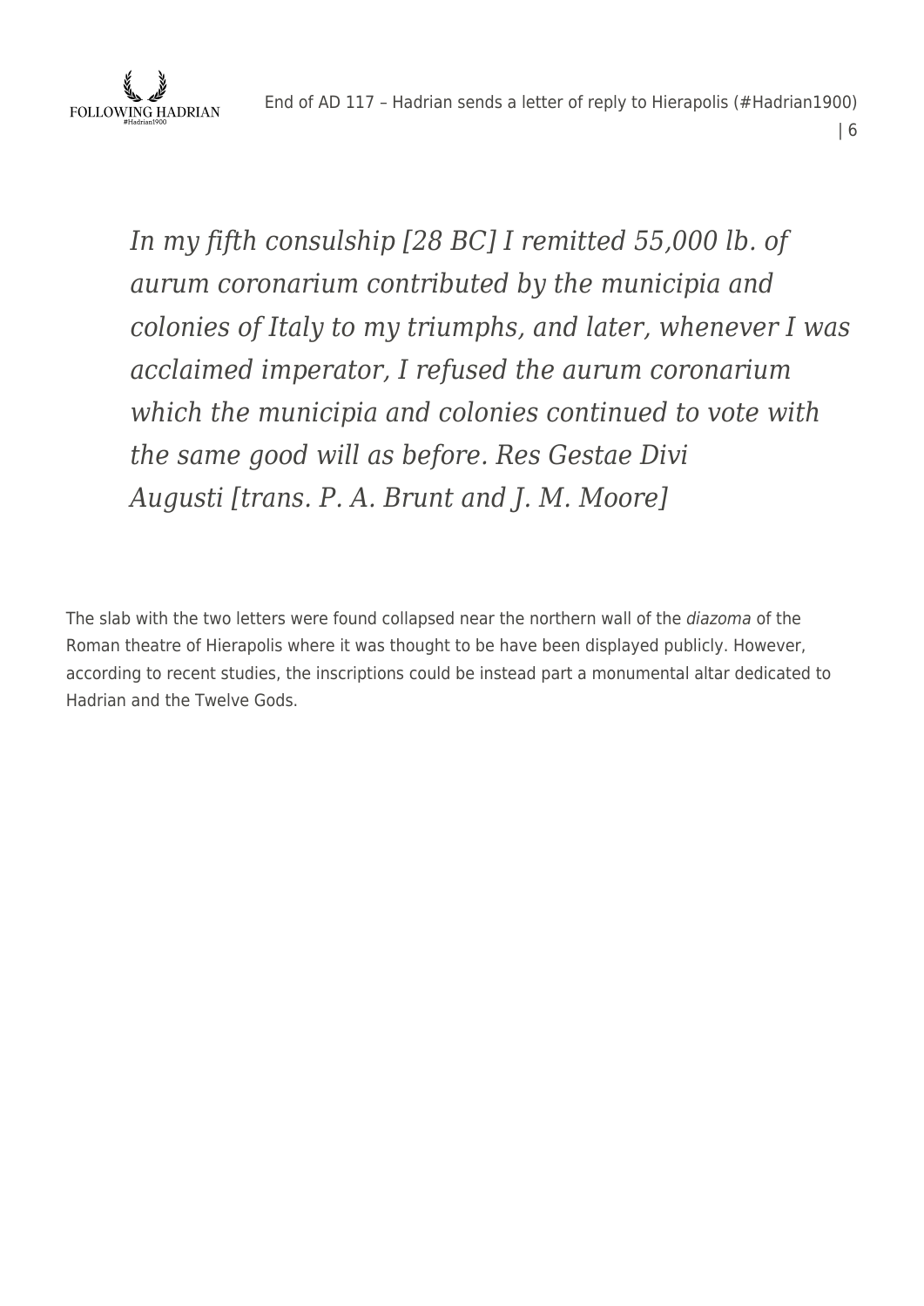> *In my fifth consulship [28 BC] I remitted 55,000 lb. of aurum coronarium contributed by the municipia and colonies of Italy to my triumphs, and later, whenever I was acclaimed imperator, I refused the aurum coronarium which the municipia and colonies continued to vote with the same good will as before. Res Gestae Divi Augusti [trans. P. A. Brunt and J. M. Moore]*

The slab with the two letters were found collapsed near the northern wall of the *diazoma* of the Roman theatre of Hierapolis where it was thought to be have been displayed publicly. However, according to recent studies, the inscriptions could be instead part a monumental altar dedicated to Hadrian and the Twelve Gods.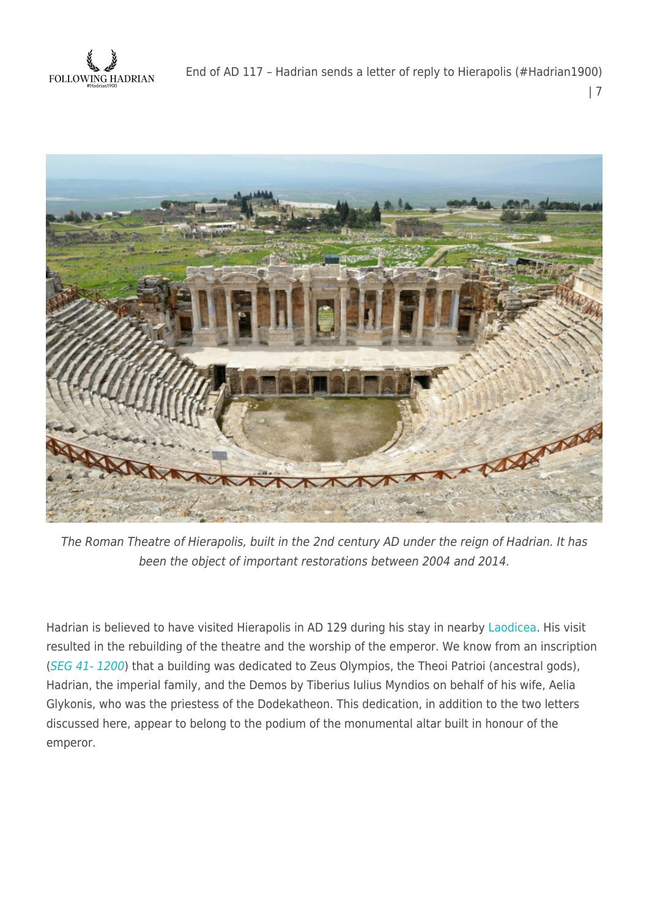*The Roman Theatre of Hierapolis, built in the 2nd century AD under the reign of Hadrian. It has been the object of important restorations between 2004 and 2014.*

Hadrian is believed to have visited Hierapolis in AD 129 during his stay in nearby Laodicea. His visit resulted in the rebuilding of the theatre and the worship of the emperor. We know from an inscription (*SEG 41- 1200*) that a building was dedicated to Zeus Olympios, the Theoi Patrioi (ancestral gods), Hadrian, the imperial family, and the Demos by Tiberius Iulius Myndios on behalf of his wife, Aelia Glykonis, who was the priestess of the Dodekatheon. This dedication, in addition to the two letters discussed here, appear to belong to the podium of the monumental altar built in honour of the emperor.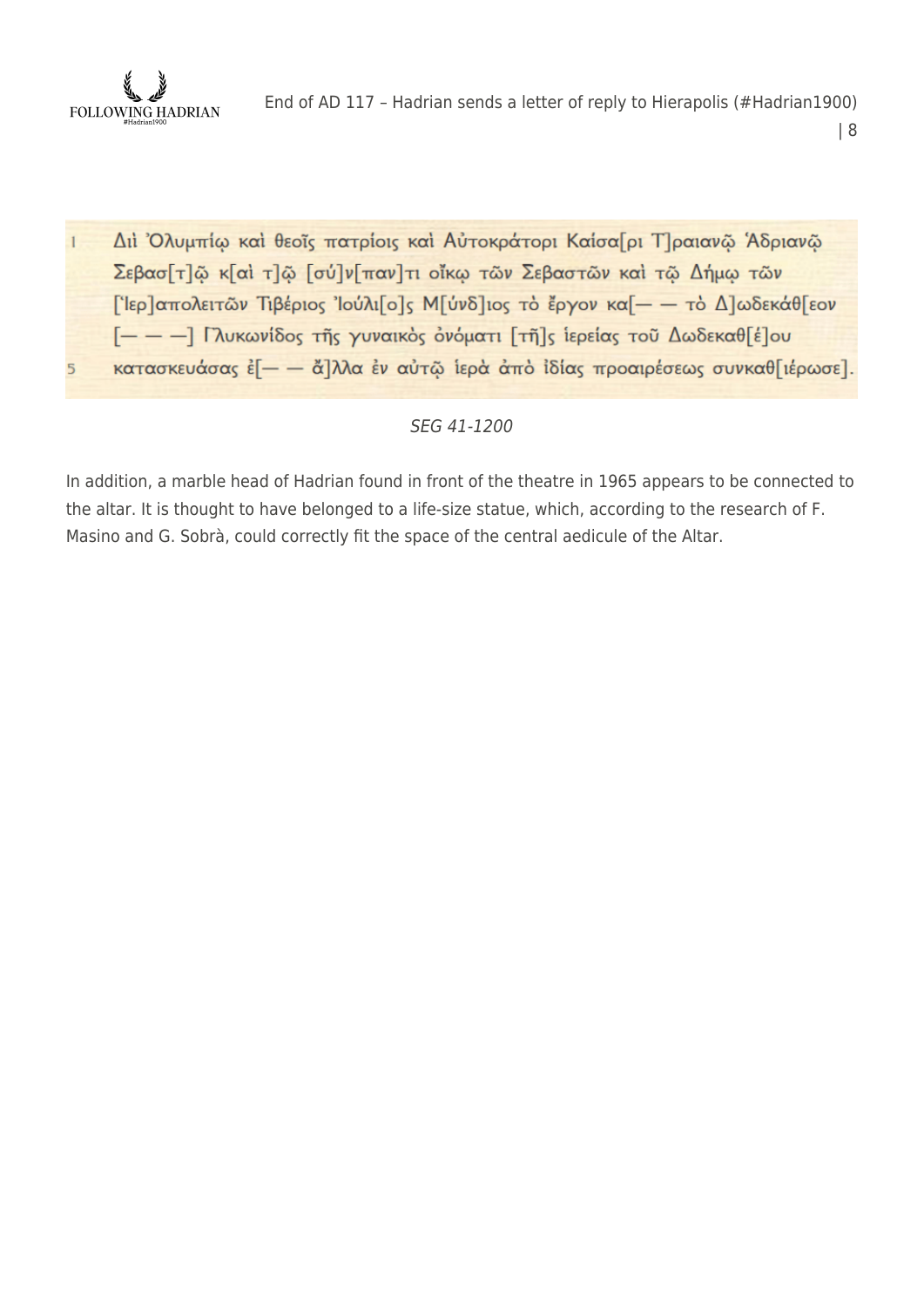1 Διὶ Ὀλυμπίῳ καὶ θεοῖς πατρίοις καὶ Αὐτοκράτορι Καίσα[ρι Τ]ραιανῷ Ἁδριανῷ
Σεβασ[τ]ῷ κ[αὶ τ]ῷ [σύ]ν[παν]τι οἴκῳ τῶν Σεβαστῶν καὶ τῷ Δήμῳ τῶν
[Ἱερ]απολειτῶν Τιβέριος Ἰούλι[ο]ς Μ[ύνδ]ιος τὸ ἔργον κα[— — τὸ Δ]ωδεκάθ[εον
[— — —] Γλυκωνίδος τῆς γυναικὸς ὀνόματι [τῆ]ς ἱερείας τοῦ Δωδεκαθ[έ]ου
5 κατασκευάσας ἐ[— — ἄ]λλα ἐν αὐτῷ ἱερὰ ἀπὸ ἰδίας προαιρέσεως συνκαθ[ιέρωσε].

*SEG 41-1200*

In addition, a marble head of Hadrian found in front of the theatre in 1965 appears to be connected to the altar. It is thought to have belonged to a life-size statue, which, according to the research of F. Masino and G. Sobrà, could correctly fit the space of the central aedicule of the Altar.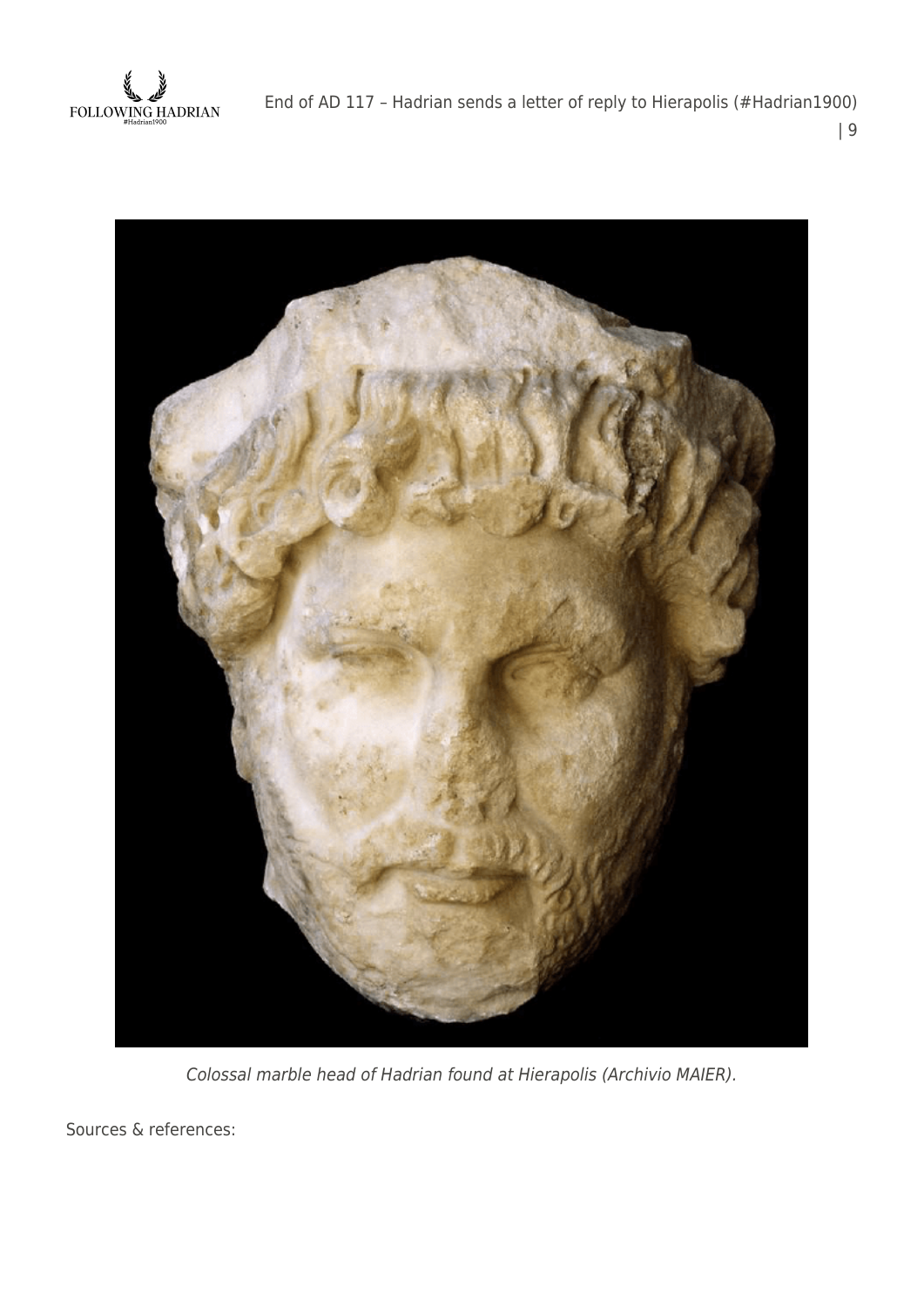*Colossal marble head of Hadrian found at Hierapolis (Archivio MAIER).*

Sources & references: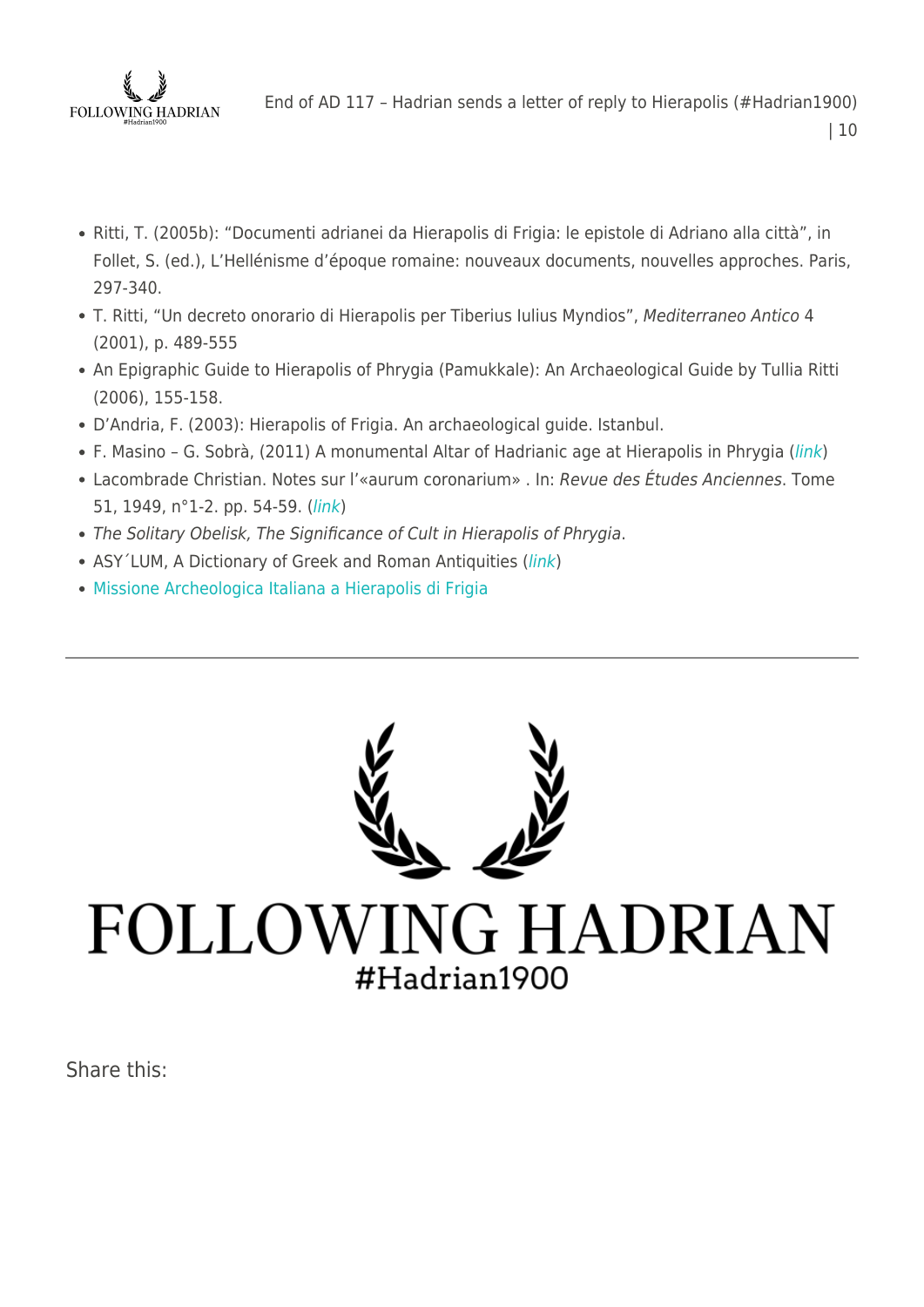- Ritti, T. (2005b): “Documenti adrianei da Hierapolis di Frigia: le epistole di Adriano alla città”, in Follet, S. (ed.), L’Hellénisme d’époque romaine: nouveaux documents, nouvelles approches. Paris, 297-340.
- T. Ritti, “Un decreto onorario di Hierapolis per Tiberius Iulius Myndios”, *Mediterraneo Antico* 4 (2001), p. 489-555
- An Epigraphic Guide to Hierapolis of Phrygia (Pamukkale): An Archaeological Guide by Tullia Ritti (2006), 155-158.
- D’Andria, F. (2003): Hierapolis of Frigia. An archaeological guide. Istanbul.
- F. Masino – G. Sobrà, (2011) A monumental Altar of Hadrianic age at Hierapolis in Phrygia (*link*)
- Lacombrade Christian. Notes sur l’«aurum coronarium» . In: *Revue des Études Anciennes*. Tome 51, 1949, n°1-2. pp. 54-59. (*link*)
- *The Solitary Obelisk, The Significance of Cult in Hierapolis of Phrygia*.
- ASY´LUM, A Dictionary of Greek and Roman Antiquities (*link*)
- Missione Archeologica Italiana a Hierapolis di Frigia

---

FOLLOWING HADRIAN
#Hadrian1900

Share this: